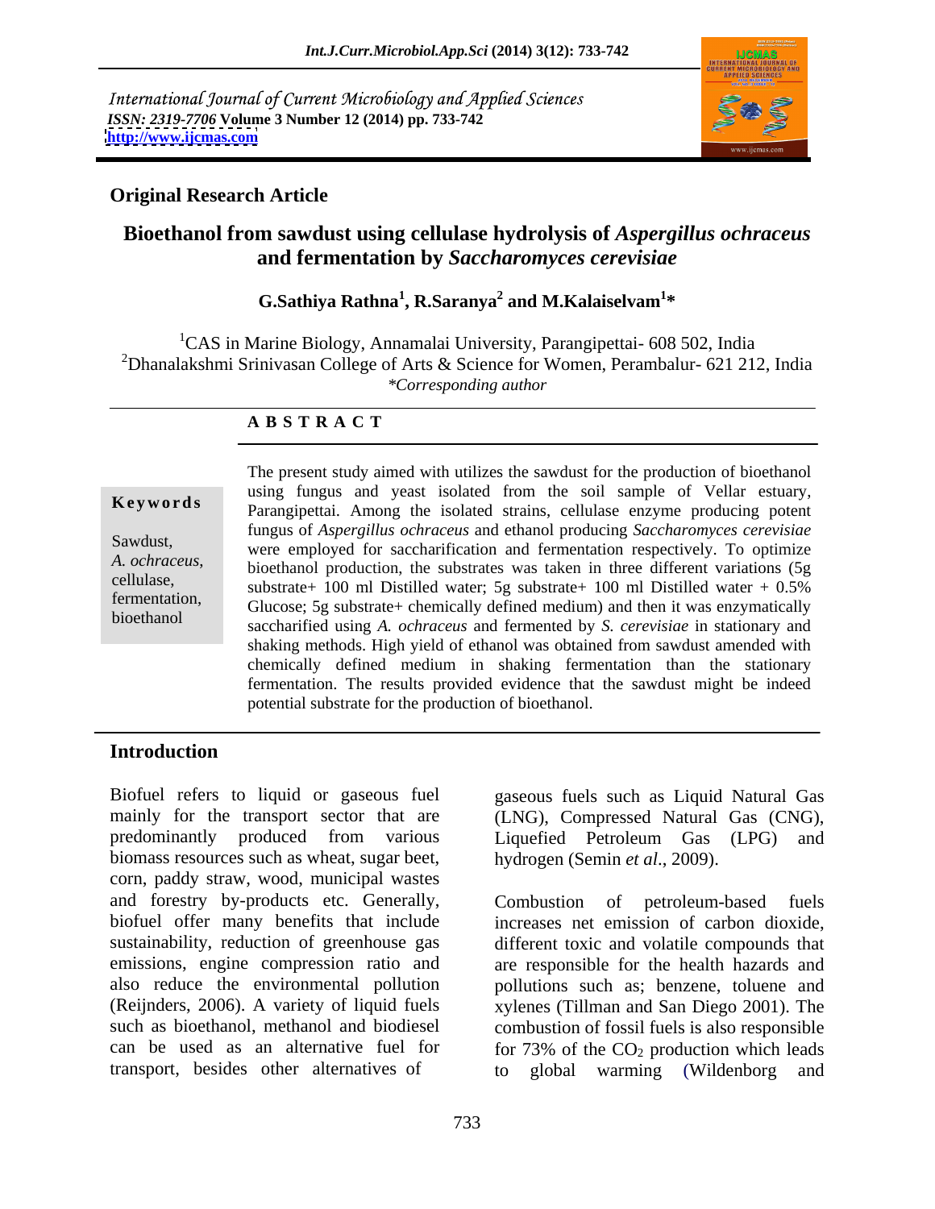*International Journal of Current Microbiology and Applied Sciences*
*ISSN: 2319-7706* **Volume 3 Number 12 (2014) pp. 733-742**
**http://www.ijcmas.com**

## Original Research Article

# Bioethanol from sawdust using cellulase hydrolysis of *Aspergillus ochraceus* and fermentation by *Saccharomyces cerevisiae*

**G.Sathiya Rathna[1], R.Saranya[2] and M.Kalaiselvam[1]***

[1]CAS in Marine Biology, Annamalai University, Parangipettai- 608 502, India
[2]Dhanalakshmi Srinivasan College of Arts & Science for Women, Perambalur- 621 212, India
*\*Corresponding author*

**A B S T R A C T**

**Keywords**

Sawdust, *A. ochraceus,* cellulase, fermentation, bioethanol

The present study aimed with utilizes the sawdust for the production of bioethanol using fungus and yeast isolated from the soil sample of Vellar estuary, Parangipettai. Among the isolated strains, cellulase enzyme producing potent fungus of *Aspergillus ochraceus* and ethanol producing *Saccharomyces cerevisiae* were employed for saccharification and fermentation respectively. To optimize bioethanol production, the substrates was taken in three different variations (5g substrate+ 100 ml Distilled water; 5g substrate+ 100 ml Distilled water + 0.5% Glucose; 5g substrate+ chemically defined medium) and then it was enzymatically saccharified using *A. ochraceus* and fermented by *S. cerevisiae* in stationary and shaking methods. High yield of ethanol was obtained from sawdust amended with chemically defined medium in shaking fermentation than the stationary fermentation. The results provided evidence that the sawdust might be indeed potential substrate for the production of bioethanol.

## Introduction

Biofuel refers to liquid or gaseous fuel mainly for the transport sector that are predominantly produced from various biomass resources such as wheat, sugar beet, corn, paddy straw, wood, municipal wastes and forestry by-products etc. Generally, biofuel offer many benefits that include sustainability, reduction of greenhouse gas emissions, engine compression ratio and also reduce the environmental pollution (Reijnders, 2006). A variety of liquid fuels such as bioethanol, methanol and biodiesel can be used as an alternative fuel for transport, besides other alternatives of gaseous fuels such as Liquid Natural Gas (LNG), Compressed Natural Gas (CNG), Liquefied Petroleum Gas (LPG) and hydrogen (Semin *et al*., 2009).

Combustion of petroleum-based fuels increases net emission of carbon dioxide, different toxic and volatile compounds that are responsible for the health hazards and pollutions such as; benzene, toluene and xylenes (Tillman and San Diego 2001). The combustion of fossil fuels is also responsible for 73% of the $CO_2$ production which leads to global warming (Wildenborg and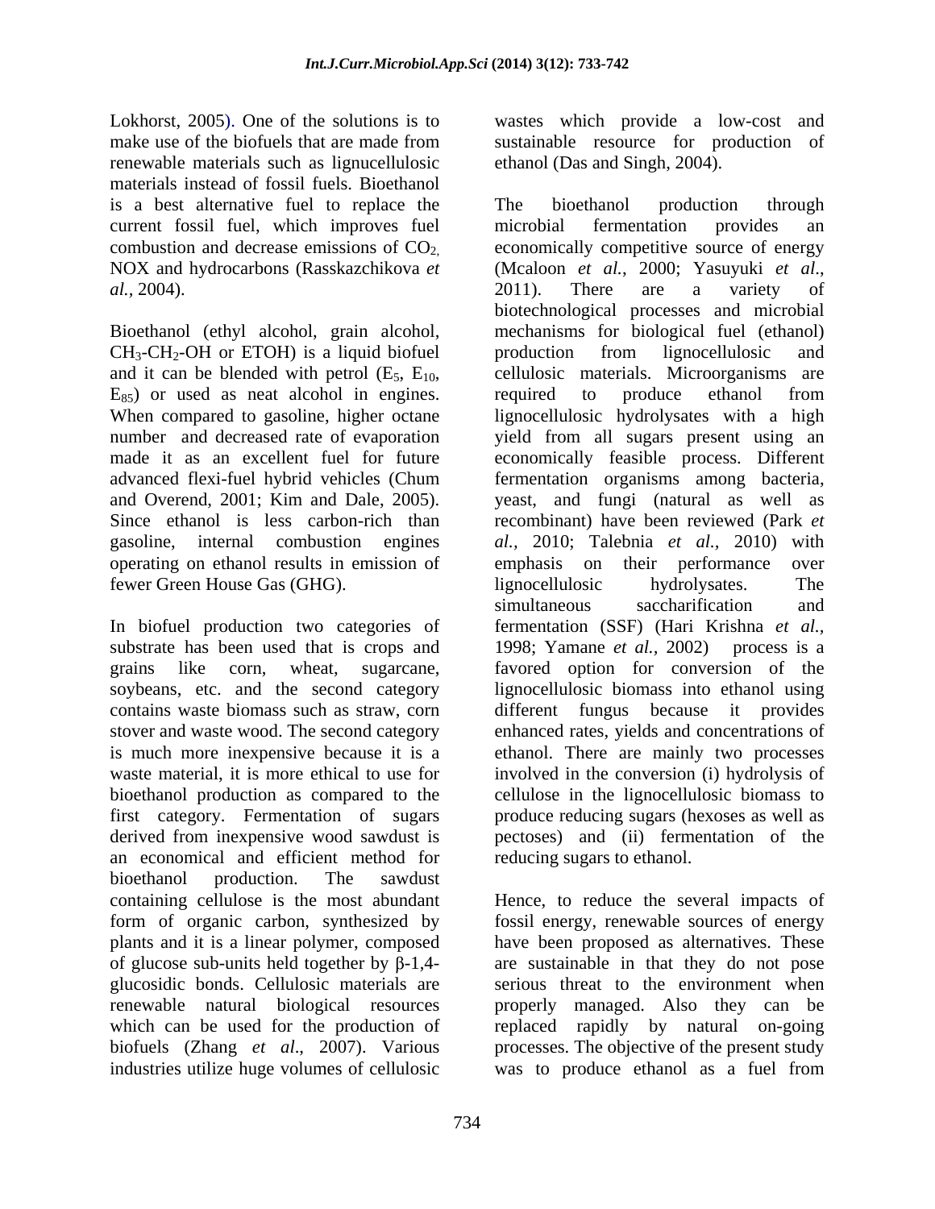Lokhorst, 2005). One of the solutions is to make use of the biofuels that are made from renewable materials such as lignucellulosic materials instead of fossil fuels. Bioethanol is a best alternative fuel to replace the current fossil fuel, which improves fuel combustion and decrease emissions of $CO_2$, NOX and hydrocarbons (Rasskazchikova *et al.*, 2004).

Bioethanol (ethyl alcohol, grain alcohol, $CH_3$-$CH_2$-OH or ETOH) is a liquid biofuel and it can be blended with petrol ($E_5$, $E_{10}$, $E_{85}$) or used as neat alcohol in engines. When compared to gasoline, higher octane number and decreased rate of evaporation made it as an excellent fuel for future advanced flexi-fuel hybrid vehicles (Chum and Overend, 2001; Kim and Dale, 2005). Since ethanol is less carbon-rich than gasoline, internal combustion engines operating on ethanol results in emission of fewer Green House Gas (GHG).

In biofuel production two categories of substrate has been used that is crops and grains like corn, wheat, sugarcane, soybeans, etc. and the second category contains waste biomass such as straw, corn stover and waste wood. The second category is much more inexpensive because it is a waste material, it is more ethical to use for bioethanol production as compared to the first category. Fermentation of sugars derived from inexpensive wood sawdust is an economical and efficient method for bioethanol production. The sawdust containing cellulose is the most abundant form of organic carbon, synthesized by plants and it is a linear polymer, composed of glucose sub-units held together by β-1,4-glucosidic bonds. Cellulosic materials are renewable natural biological resources which can be used for the production of biofuels (Zhang *et al*., 2007). Various industries utilize huge volumes of cellulosic wastes which provide a low-cost and sustainable resource for production of ethanol (Das and Singh, 2004).

The bioethanol production through microbial fermentation provides an economically competitive source of energy (Mcaloon *et al.*, 2000; Yasuyuki *et al*., 2011). There are a variety of biotechnological processes and microbial mechanisms for biological fuel (ethanol) production from lignocellulosic and cellulosic materials. Microorganisms are required to produce ethanol from lignocellulosic hydrolysates with a high yield from all sugars present using an economically feasible process. Different fermentation organisms among bacteria, yeast, and fungi (natural as well as recombinant) have been reviewed (Park *et al.,* 2010; Talebnia *et al.,* 2010) with emphasis on their performance over lignocellulosic hydrolysates. The simultaneous saccharification and fermentation (SSF) (Hari Krishna *et al.,* 1998; Yamane *et al.,* 2002) process is a favored option for conversion of the lignocellulosic biomass into ethanol using different fungus because it provides enhanced rates, yields and concentrations of ethanol. There are mainly two processes involved in the conversion (i) hydrolysis of cellulose in the lignocellulosic biomass to produce reducing sugars (hexoses as well as pectoses) and (ii) fermentation of the reducing sugars to ethanol.

Hence, to reduce the several impacts of fossil energy, renewable sources of energy have been proposed as alternatives. These are sustainable in that they do not pose serious threat to the environment when properly managed. Also they can be replaced rapidly by natural on-going processes. The objective of the present study was to produce ethanol as a fuel from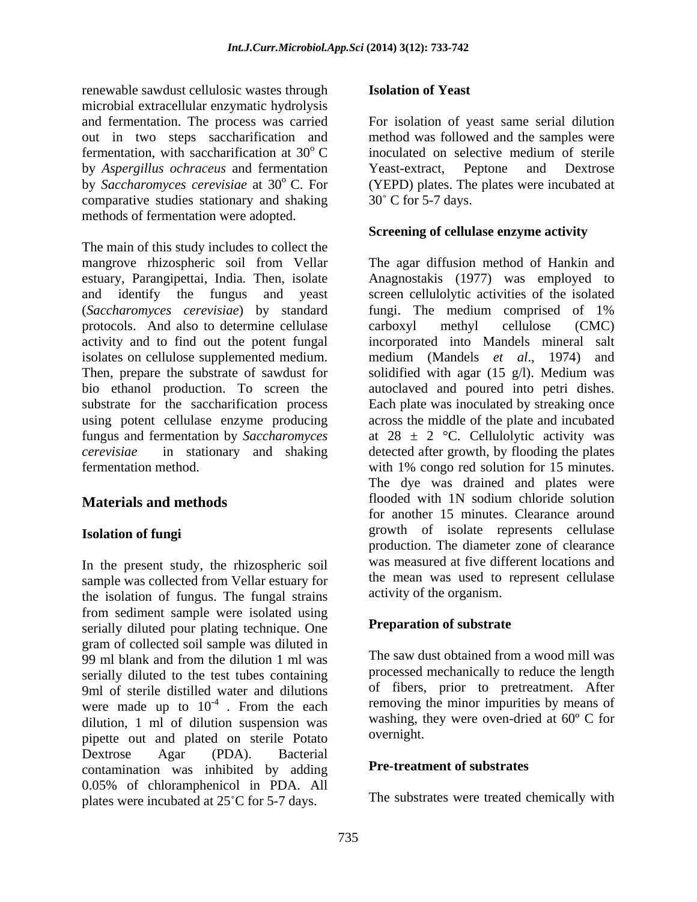renewable sawdust cellulosic wastes through microbial extracellular enzymatic hydrolysis and fermentation. The process was carried out in two steps saccharification and fermentation, with saccharification at 30$^o$ C by *Aspergillus ochraceus* and fermentation by *Saccharomyces cerevisiae* at 30$^o$ C. For comparative studies stationary and shaking methods of fermentation were adopted.

The main of this study includes to collect the mangrove rhizospheric soil from Vellar estuary, Parangipettai, India. Then, isolate and identify the fungus and yeast (*Saccharomyces cerevisiae*) by standard protocols. And also to determine cellulase activity and to find out the potent fungal isolates on cellulose supplemented medium. Then, prepare the substrate of sawdust for bio ethanol production. To screen the substrate for the saccharification process using potent cellulase enzyme producing fungus and fermentation by *Saccharomyces cerevisiae* in stationary and shaking fermentation method.

## Materials and methods

### Isolation of fungi

In the present study, the rhizospheric soil sample was collected from Vellar estuary for the isolation of fungus. The fungal strains from sediment sample were isolated using serially diluted pour plating technique. One gram of collected soil sample was diluted in 99 ml blank and from the dilution 1 ml was serially diluted to the test tubes containing 9ml of sterile distilled water and dilutions were made up to $10^{-4}$ . From the each dilution, 1 ml of dilution suspension was pipette out and plated on sterile Potato Dextrose Agar (PDA). Bacterial contamination was inhibited by adding 0.05% of chloramphenicol in PDA. All plates were incubated at 25˚C for 5-7 days.

### Isolation of Yeast

For isolation of yeast same serial dilution method was followed and the samples were inoculated on selective medium of sterile Yeast-extract, Peptone and Dextrose (YEPD) plates. The plates were incubated at 30˚ C for 5-7 days.

### Screening of cellulase enzyme activity

The agar diffusion method of Hankin and Anagnostakis (1977) was employed to screen cellulolytic activities of the isolated fungi. The medium comprised of 1% carboxyl methyl cellulose (CMC) incorporated into Mandels mineral salt medium (Mandels *et al*., 1974) and solidified with agar (15 g/l). Medium was autoclaved and poured into petri dishes. Each plate was inoculated by streaking once across the middle of the plate and incubated at 28 ± 2 °C. Cellulolytic activity was detected after growth, by flooding the plates with 1% congo red solution for 15 minutes. The dye was drained and plates were flooded with 1N sodium chloride solution for another 15 minutes. Clearance around growth of isolate represents cellulase production. The diameter zone of clearance was measured at five different locations and the mean was used to represent cellulase activity of the organism.

### Preparation of substrate

The saw dust obtained from a wood mill was processed mechanically to reduce the length of fibers, prior to pretreatment. After removing the minor impurities by means of washing, they were oven-dried at 60º C for overnight.

### Pre-treatment of substrates

The substrates were treated chemically with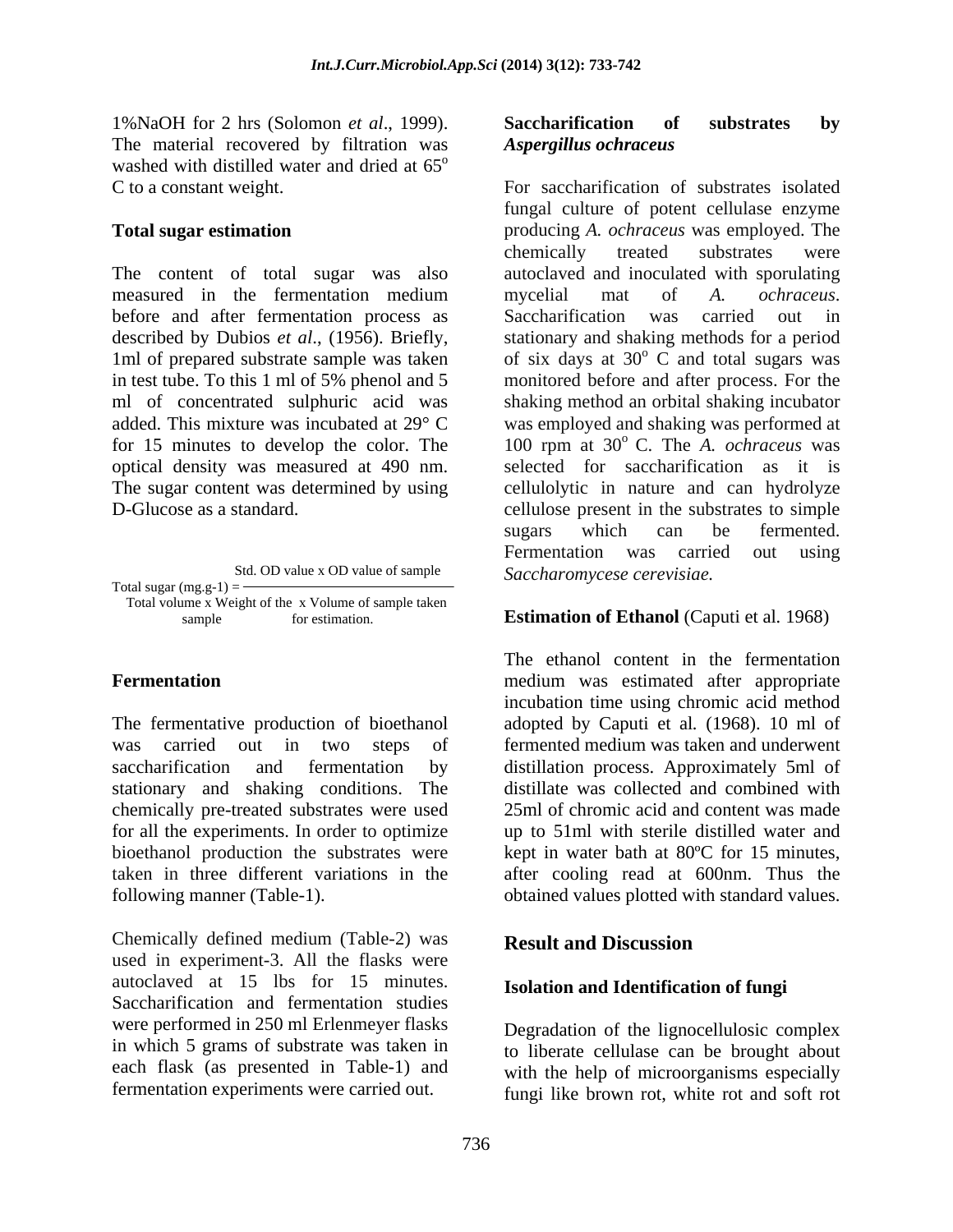1%NaOH for 2 hrs (Solomon *et al*., 1999). The material recovered by filtration was washed with distilled water and dried at 65$^{o}$ C to a constant weight.

**Total sugar estimation**

The content of total sugar was also measured in the fermentation medium before and after fermentation process as described by Dubios *et al*., (1956). Briefly, 1ml of prepared substrate sample was taken in test tube. To this 1 ml of 5% phenol and 5 ml of concentrated sulphuric acid was added. This mixture was incubated at 29° C for 15 minutes to develop the color. The optical density was measured at 490 nm. The sugar content was determined by using D-Glucose as a standard.

$$\text{Total sugar (mg.g-1)} = \frac{\text{Std. OD value x OD value of sample}}{\text{Total volume x Weight of the sample x Volume of sample taken for estimation.}}$$

**Fermentation**

The fermentative production of bioethanol was carried out in two steps of saccharification and fermentation by stationary and shaking conditions. The chemically pre-treated substrates were used for all the experiments. In order to optimize bioethanol production the substrates were taken in three different variations in the following manner (Table-1).

Chemically defined medium (Table-2) was used in experiment-3. All the flasks were autoclaved at 15 lbs for 15 minutes. Saccharification and fermentation studies were performed in 250 ml Erlenmeyer flasks in which 5 grams of substrate was taken in each flask (as presented in Table-1) and fermentation experiments were carried out.

**Saccharification of substrates by *Aspergillus ochraceus***

For saccharification of substrates isolated fungal culture of potent cellulase enzyme producing *A. ochraceus* was employed. The chemically treated substrates were autoclaved and inoculated with sporulating mycelial mat of *A. ochraceus*. Saccharification was carried out in stationary and shaking methods for a period of six days at 30$^{o}$ C and total sugars was monitored before and after process. For the shaking method an orbital shaking incubator was employed and shaking was performed at 100 rpm at 30$^{o}$ C. The *A. ochraceus* was selected for saccharification as it is cellulolytic in nature and can hydrolyze cellulose present in the substrates to simple sugars which can be fermented. Fermentation was carried out using *Saccharomycese cerevisiae.*

**Estimation of Ethanol** (Caputi et al. 1968)

The ethanol content in the fermentation medium was estimated after appropriate incubation time using chromic acid method adopted by Caputi et al. (1968). 10 ml of fermented medium was taken and underwent distillation process. Approximately 5ml of distillate was collected and combined with 25ml of chromic acid and content was made up to 51ml with sterile distilled water and kept in water bath at 80ºC for 15 minutes, after cooling read at 600nm. Thus the obtained values plotted with standard values.

## Result and Discussion

**Isolation and Identification of fungi**

Degradation of the lignocellulosic complex to liberate cellulase can be brought about with the help of microorganisms especially fungi like brown rot, white rot and soft rot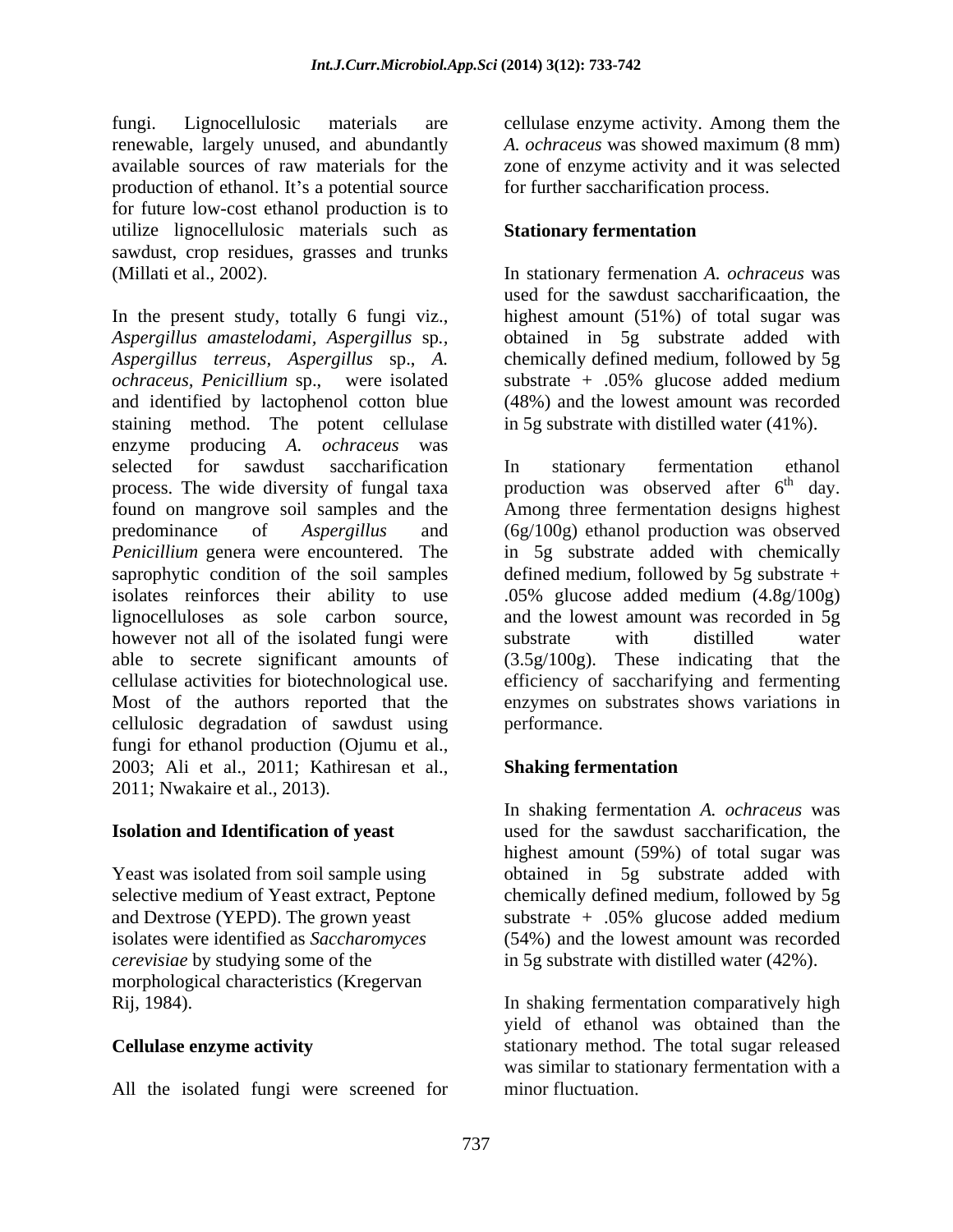fungi. Lignocellulosic materials are renewable, largely unused, and abundantly available sources of raw materials for the production of ethanol. It's a potential source for future low-cost ethanol production is to utilize lignocellulosic materials such as sawdust, crop residues, grasses and trunks (Millati et al., 2002).

In the present study, totally 6 fungi viz., *Aspergillus amastelodami*, *Aspergillus* sp., *Aspergillus terreus*, *Aspergillus* sp., *A. ochraceus*, *Penicillium* sp., were isolated and identified by lactophenol cotton blue staining method. The potent cellulase enzyme producing *A. ochraceus* was selected for sawdust saccharification process. The wide diversity of fungal taxa found on mangrove soil samples and the predominance of *Aspergillus* and *Penicillium* genera were encountered. The saprophytic condition of the soil samples isolates reinforces their ability to use lignocelluloses as sole carbon source, however not all of the isolated fungi were able to secrete significant amounts of cellulase activities for biotechnological use. Most of the authors reported that the cellulosic degradation of sawdust using fungi for ethanol production (Ojumu et al., 2003; Ali et al., 2011; Kathiresan et al., 2011; Nwakaire et al., 2013).

**Isolation and Identification of yeast**

Yeast was isolated from soil sample using selective medium of Yeast extract, Peptone and Dextrose (YEPD). The grown yeast isolates were identified as *Saccharomyces cerevisiae* by studying some of the morphological characteristics (Kregervan Rij, 1984).

**Cellulase enzyme activity**

All the isolated fungi were screened for cellulase enzyme activity. Among them the *A. ochraceus* was showed maximum (8 mm) zone of enzyme activity and it was selected for further saccharification process.

**Stationary fermentation**

In stationary fermenation *A. ochraceus* was used for the sawdust saccharificaation, the highest amount (51%) of total sugar was obtained in 5g substrate added with chemically defined medium, followed by 5g substrate + .05% glucose added medium (48%) and the lowest amount was recorded in 5g substrate with distilled water (41%).

In stationary fermentation ethanol production was observed after 6$^{th}$ day. Among three fermentation designs highest (6g/100g) ethanol production was observed in 5g substrate added with chemically defined medium, followed by 5g substrate + .05% glucose added medium (4.8g/100g) and the lowest amount was recorded in 5g substrate with distilled water (3.5g/100g). These indicating that the efficiency of saccharifying and fermenting enzymes on substrates shows variations in performance.

**Shaking fermentation**

In shaking fermentation *A. ochraceus* was used for the sawdust saccharification, the highest amount (59%) of total sugar was obtained in 5g substrate added with chemically defined medium, followed by 5g substrate + .05% glucose added medium (54%) and the lowest amount was recorded in 5g substrate with distilled water (42%).

In shaking fermentation comparatively high yield of ethanol was obtained than the stationary method. The total sugar released was similar to stationary fermentation with a minor fluctuation.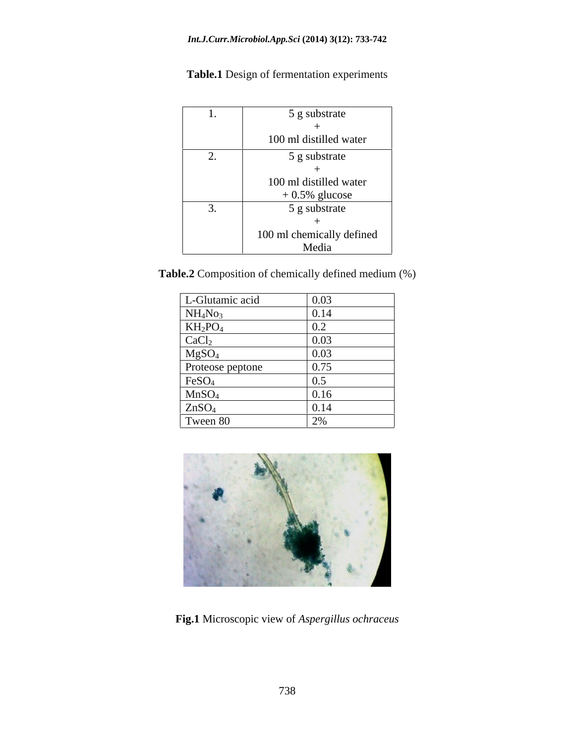**Table.1** Design of fermentation experiments

| | |
|---|---|
| 1. | 5 g substrate + 100 ml distilled water |
| 2. | 5 g substrate + 100 ml distilled water + 0.5% glucose |
| 3. | 5 g substrate + 100 ml chemically defined Media |

**Table.2** Composition of chemically defined medium (%)

| | |
|---|---|
| L-Glutamic acid | 0.03 |
| $NH_4No_3$ | 0.14 |
| $KH_2PO_4$ | 0.2 |
| $CaCl_2$ | 0.03 |
| $MgSO_4$ | 0.03 |
| Proteose peptone | 0.75 |
| $FeSO_4$ | 0.5 |
| $MnSO_4$ | 0.16 |
| $ZnSO_4$ | 0.14 |
| Tween 80 | 2% |

**Fig.1** Microscopic view of *Aspergillus ochraceus*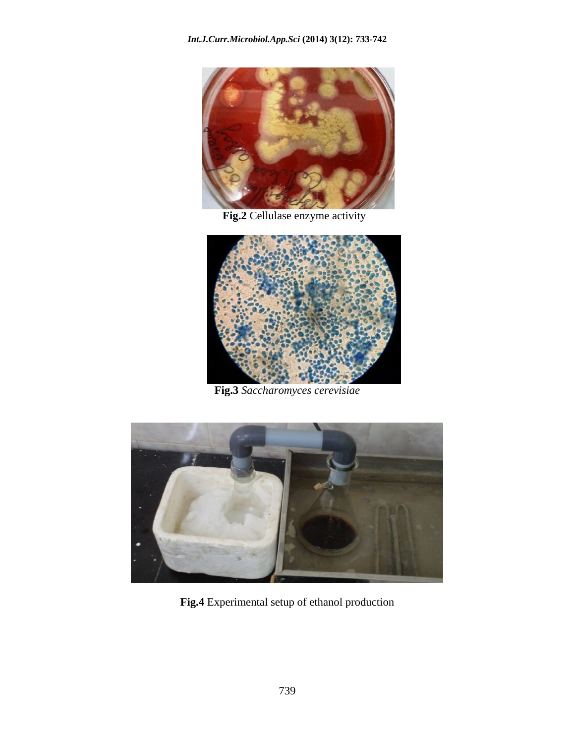**Fig.2** Cellulase enzyme activity

**Fig.3** *Saccharomyces cerevisiae*

**Fig.4** Experimental setup of ethanol production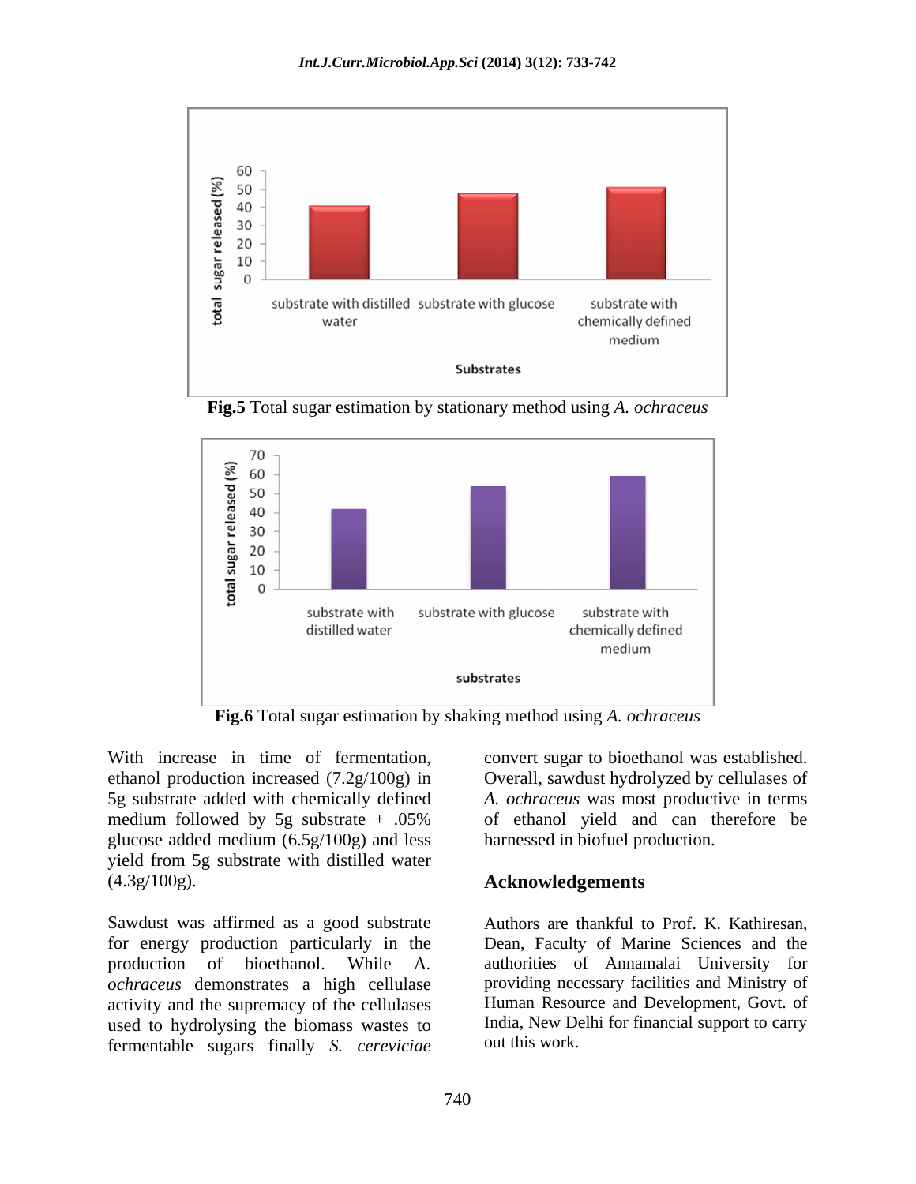**Fig.5** Total sugar estimation by stationary method using *A. ochraceus*

**Fig.6** Total sugar estimation by shaking method using *A. ochraceus*

With increase in time of fermentation, ethanol production increased (7.2g/100g) in 5g substrate added with chemically defined medium followed by 5g substrate + .05% glucose added medium (6.5g/100g) and less yield from 5g substrate with distilled water (4.3g/100g).

Sawdust was affirmed as a good substrate for energy production particularly in the production of bioethanol. While *A. ochraceus* demonstrates a high cellulase activity and the supremacy of the cellulases used to hydrolysing the biomass wastes to fermentable sugars finally *S. cereviciae* convert sugar to bioethanol was established. Overall, sawdust hydrolyzed by cellulases of *A. ochraceus* was most productive in terms of ethanol yield and can therefore be harnessed in biofuel production.

## Acknowledgements

Authors are thankful to Prof. K. Kathiresan, Dean, Faculty of Marine Sciences and the authorities of Annamalai University for providing necessary facilities and Ministry of Human Resource and Development, Govt. of India, New Delhi for financial support to carry out this work.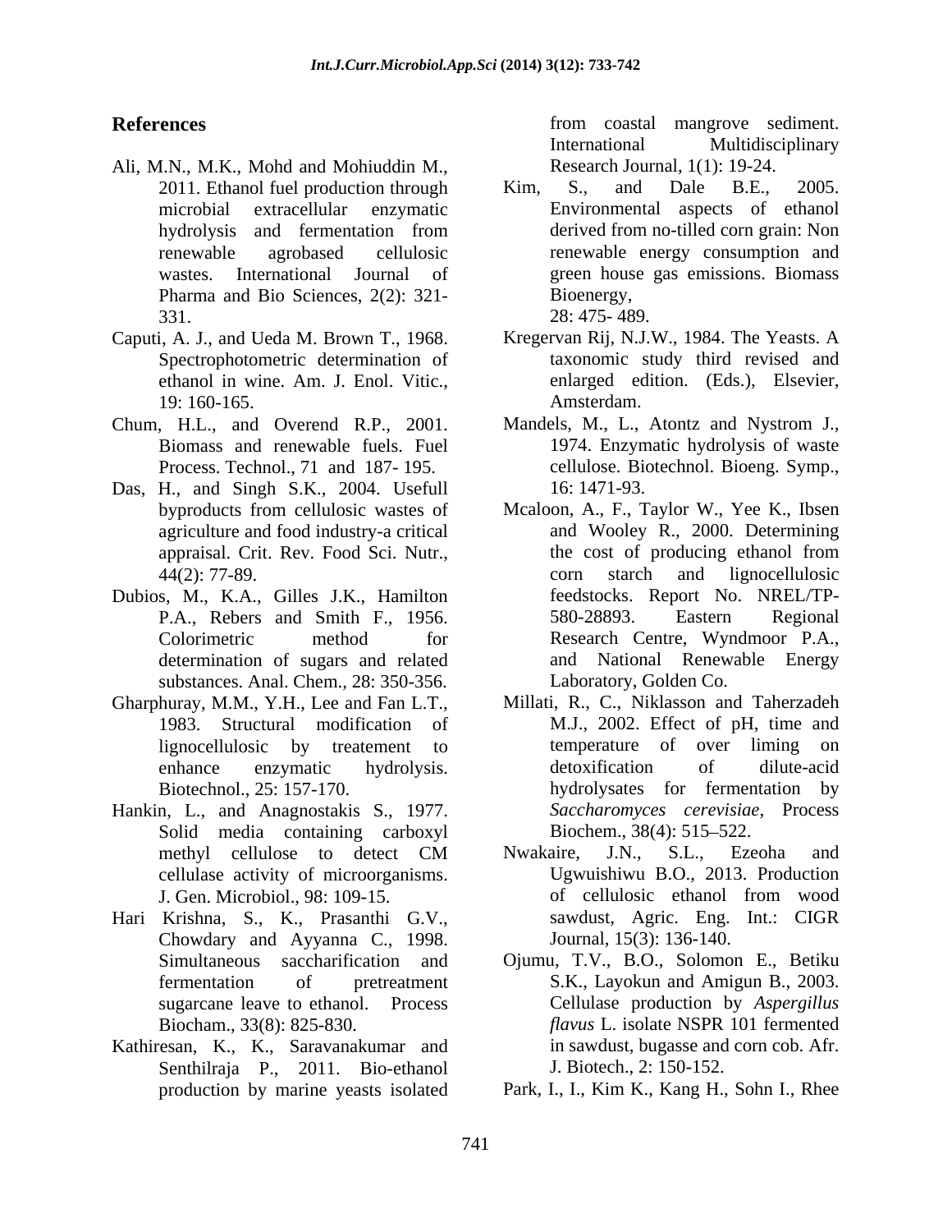## References

Ali, M.N., M.K., Mohd and Mohiuddin M., 2011. Ethanol fuel production through microbial extracellular enzymatic hydrolysis and fermentation from renewable agrobased cellulosic wastes. International Journal of Pharma and Bio Sciences, 2(2): 321-331.

Caputi, A. J., and Ueda M. Brown T., 1968. Spectrophotometric determination of ethanol in wine. Am. J. Enol. Vitic., 19: 160-165.

Chum, H.L., and Overend R.P., 2001. Biomass and renewable fuels. Fuel Process. Technol., 71 and 187- 195.

Das, H., and Singh S.K., 2004. Usefull byproducts from cellulosic wastes of agriculture and food industry-a critical appraisal. Crit. Rev. Food Sci. Nutr., 44(2): 77-89.

Dubios, M., K.A., Gilles J.K., Hamilton P.A., Rebers and Smith F., 1956. Colorimetric method for determination of sugars and related substances. Anal. Chem., 28: 350-356.

Gharphuray, M.M., Y.H., Lee and Fan L.T., 1983. Structural modification of lignocellulosic by treatement to enhance enzymatic hydrolysis. Biotechnol., 25: 157-170.

Hankin, L., and Anagnostakis S., 1977. Solid media containing carboxyl methyl cellulose to detect CM cellulase activity of microorganisms. J. Gen. Microbiol., 98: 109-15.

Hari Krishna, S., K., Prasanthi G.V., Chowdary and Ayyanna C., 1998. Simultaneous saccharification and fermentation of pretreatment sugarcane leave to ethanol. Process Biocham., 33(8): 825-830.

Kathiresan, K., K., Saravanakumar and Senthilraja P., 2011. Bio-ethanol production by marine yeasts isolated from coastal mangrove sediment. International Multidisciplinary Research Journal, 1(1): 19-24.

Kim, S., and Dale B.E., 2005. Environmental aspects of ethanol derived from no-tilled corn grain: Non renewable energy consumption and green house gas emissions. Biomass Bioenergy, 28: 475- 489.

Kregervan Rij, N.J.W., 1984. The Yeasts. A taxonomic study third revised and enlarged edition. (Eds.), Elsevier, Amsterdam.

Mandels, M., L., Atontz and Nystrom J., 1974. Enzymatic hydrolysis of waste cellulose. Biotechnol. Bioeng. Symp., 16: 1471-93.

Mcaloon, A., F., Taylor W., Yee K., Ibsen and Wooley R., 2000. Determining the cost of producing ethanol from corn starch and lignocellulosic feedstocks. Report No. NREL/TP-580-28893. Eastern Regional Research Centre, Wyndmoor P.A., and National Renewable Energy Laboratory, Golden Co.

Millati, R., C., Niklasson and Taherzadeh M.J., 2002. Effect of pH, time and temperature of over liming on detoxification of dilute-acid hydrolysates for fermentation by *Saccharomyces cerevisiae*, Process Biochem., 38(4): 515–522.

Nwakaire, J.N., S.L., Ezeoha and Ugwuishiwu B.O., 2013. Production of cellulosic ethanol from wood sawdust, Agric. Eng. Int.: CIGR Journal, 15(3): 136-140.

Ojumu, T.V., B.O., Solomon E., Betiku S.K., Layokun and Amigun B., 2003. Cellulase production by *Aspergillus flavus* L. isolate NSPR 101 fermented in sawdust, bugasse and corn cob. Afr. J. Biotech., 2: 150-152.

Park, I., I., Kim K., Kang H., Sohn I., Rhee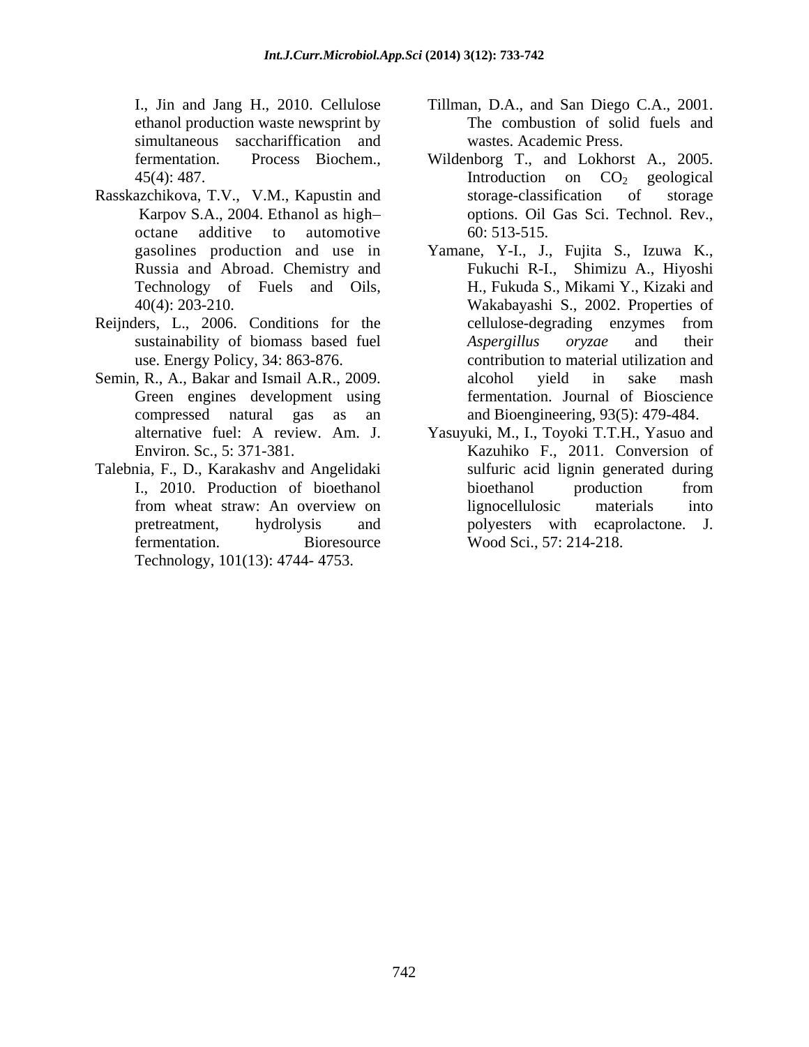I., Jin and Jang H., 2010. Cellulose ethanol production waste newsprint by simultaneous sacchariffication and fermentation. Process Biochem., 45(4): 487.

Rasskazchikova, T.V., V.M., Kapustin and Karpov S.A., 2004. Ethanol as high– octane additive to automotive gasolines production and use in Russia and Abroad. Chemistry and Technology of Fuels and Oils, 40(4): 203-210.

Reijnders, L., 2006. Conditions for the sustainability of biomass based fuel use. Energy Policy, 34: 863-876.

Semin, R., A., Bakar and Ismail A.R., 2009. Green engines development using compressed natural gas as an alternative fuel: A review. Am. J. Environ. Sc., 5: 371-381.

Talebnia, F., D., Karakashv and Angelidaki I., 2010. Production of bioethanol from wheat straw: An overview on pretreatment, hydrolysis and fermentation. Bioresource Technology, 101(13): 4744- 4753.

Tillman, D.A., and San Diego C.A., 2001. The combustion of solid fuels and wastes. Academic Press.

Wildenborg T., and Lokhorst A., 2005. Introduction on $CO_2$ geological storage-classification of storage options. Oil Gas Sci. Technol. Rev., 60: 513-515.

Yamane, Y-I., J., Fujita S., Izuwa K., Fukuchi R-I., Shimizu A., Hiyoshi H., Fukuda S., Mikami Y., Kizaki and Wakabayashi S., 2002. Properties of cellulose-degrading enzymes from *Aspergillus oryzae* and their contribution to material utilization and alcohol yield in sake mash fermentation. Journal of Bioscience and Bioengineering, 93(5): 479-484.

Yasuyuki, M., I., Toyoki T.T.H., Yasuo and Kazuhiko F., 2011. Conversion of sulfuric acid lignin generated during bioethanol production from lignocellulosic materials into polyesters with ecaprolactone. J. Wood Sci., 57: 214-218.